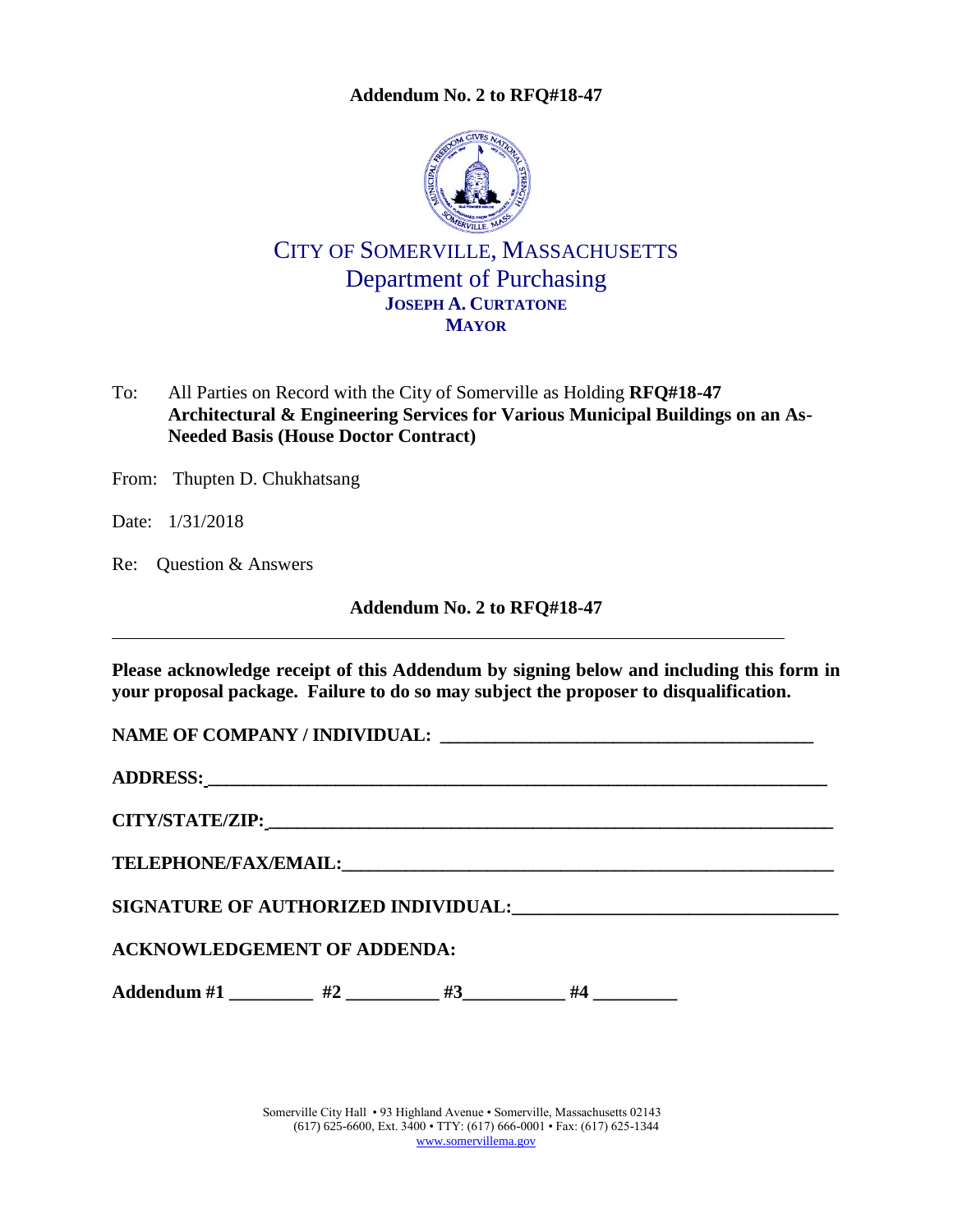**Addendum No. 2 to RFQ#18-47**

# CITY OF SOMERVILLE, MASSACHUSETTS
## Department of Purchasing
**JOSEPH A. CURTATONE**
**MAYOR**

To: All Parties on Record with the City of Somerville as Holding **RFQ#18-47 Architectural & Engineering Services for Various Municipal Buildings on an As-Needed Basis (House Doctor Contract)**

From: Thupten D. Chukhatsang

Date: 1/31/2018

Re: Question & Answers

**Addendum No. 2 to RFQ#18-47**

---

**Please acknowledge receipt of this Addendum by signing below and including this form in your proposal package. Failure to do so may subject the proposer to disqualification.**

**NAME OF COMPANY / INDIVIDUAL:** ________________________________________

**ADDRESS:**________________________________________________________________

**CITY/STATE/ZIP:**___________________________________________________________

**TELEPHONE/FAX/EMAIL:**___________________________________________________

**SIGNATURE OF AUTHORIZED INDIVIDUAL:**_________________________________

**ACKNOWLEDGEMENT OF ADDENDA:**

**Addendum #1** _________ **#2** __________ **#3**___________ **#4** _________

Somerville City Hall • 93 Highland Avenue • Somerville, Massachusetts 02143
(617) 625-6600, Ext. 3400 • TTY: (617) 666-0001 • Fax: (617) 625-1344
www.somervillema.gov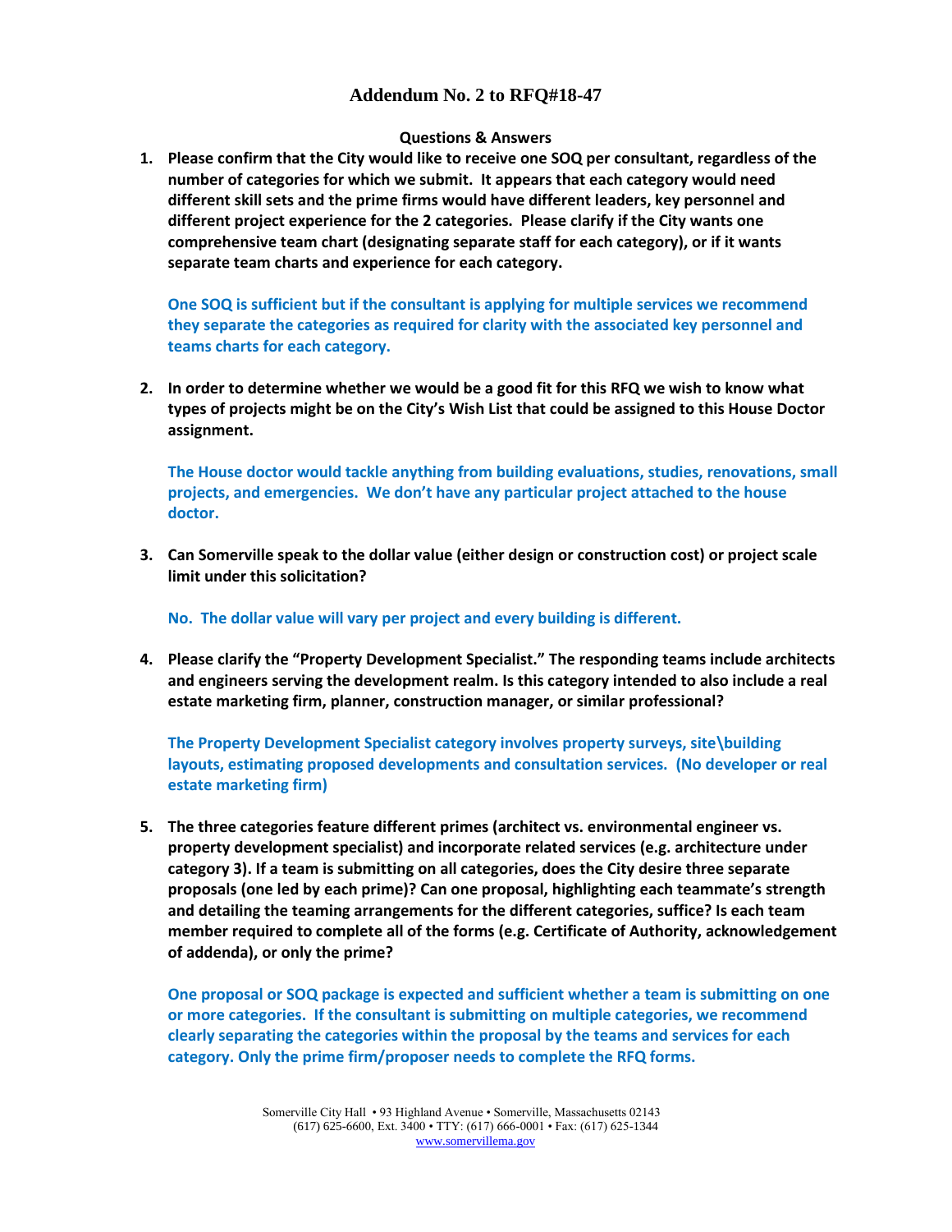## Addendum No. 2 to RFQ#18-47

**Questions & Answers**

1. **Please confirm that the City would like to receive one SOQ per consultant, regardless of the number of categories for which we submit. It appears that each category would need different skill sets and the prime firms would have different leaders, key personnel and different project experience for the 2 categories. Please clarify if the City wants one comprehensive team chart (designating separate staff for each category), or if it wants separate team charts and experience for each category.**

   **One SOQ is sufficient but if the consultant is applying for multiple services we recommend they separate the categories as required for clarity with the associated key personnel and teams charts for each category.**

2. **In order to determine whether we would be a good fit for this RFQ we wish to know what types of projects might be on the City's Wish List that could be assigned to this House Doctor assignment.**

   **The House doctor would tackle anything from building evaluations, studies, renovations, small projects, and emergencies. We don't have any particular project attached to the house doctor.**

3. **Can Somerville speak to the dollar value (either design or construction cost) or project scale limit under this solicitation?**

   **No. The dollar value will vary per project and every building is different.**

4. **Please clarify the "Property Development Specialist." The responding teams include architects and engineers serving the development realm. Is this category intended to also include a real estate marketing firm, planner, construction manager, or similar professional?**

   **The Property Development Specialist category involves property surveys, site\building layouts, estimating proposed developments and consultation services. (No developer or real estate marketing firm)**

5. **The three categories feature different primes (architect vs. environmental engineer vs. property development specialist) and incorporate related services (e.g. architecture under category 3). If a team is submitting on all categories, does the City desire three separate proposals (one led by each prime)? Can one proposal, highlighting each teammate's strength and detailing the teaming arrangements for the different categories, suffice? Is each team member required to complete all of the forms (e.g. Certificate of Authority, acknowledgement of addenda), or only the prime?**

   **One proposal or SOQ package is expected and sufficient whether a team is submitting on one or more categories. If the consultant is submitting on multiple categories, we recommend clearly separating the categories within the proposal by the teams and services for each category. Only the prime firm/proposer needs to complete the RFQ forms.**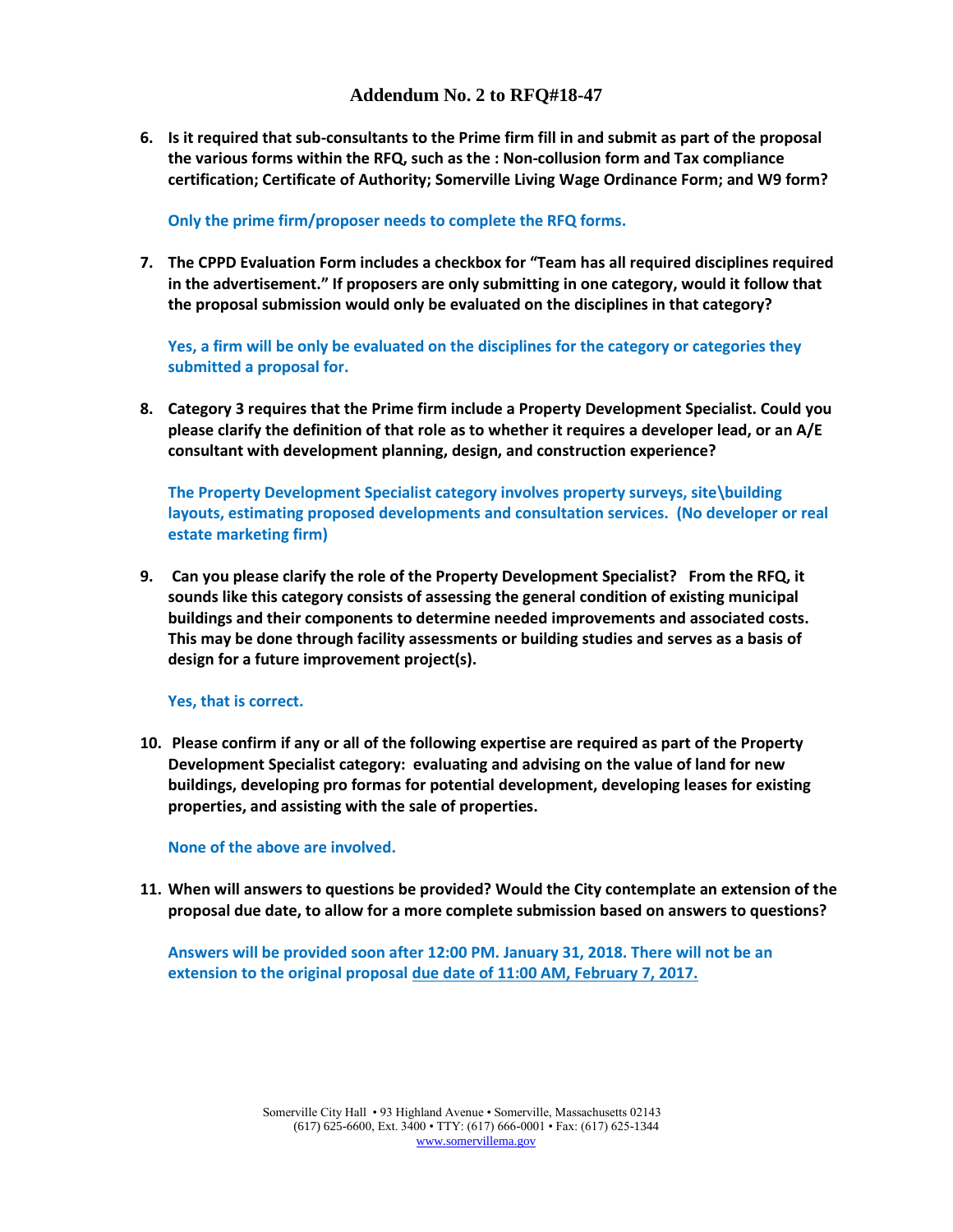## Addendum No. 2 to RFQ#18-47

6. **Is it required that sub-consultants to the Prime firm fill in and submit as part of the proposal the various forms within the RFQ, such as the : Non-collusion form and Tax compliance certification; Certificate of Authority; Somerville Living Wage Ordinance Form; and W9 form?**

   **Only the prime firm/proposer needs to complete the RFQ forms.**

7. **The CPPD Evaluation Form includes a checkbox for "Team has all required disciplines required in the advertisement." If proposers are only submitting in one category, would it follow that the proposal submission would only be evaluated on the disciplines in that category?**

   **Yes, a firm will be only be evaluated on the disciplines for the category or categories they submitted a proposal for.**

8. **Category 3 requires that the Prime firm include a Property Development Specialist. Could you please clarify the definition of that role as to whether it requires a developer lead, or an A/E consultant with development planning, design, and construction experience?**

   **The Property Development Specialist category involves property surveys, site\building layouts, estimating proposed developments and consultation services. (No developer or real estate marketing firm)**

9. **Can you please clarify the role of the Property Development Specialist? From the RFQ, it sounds like this category consists of assessing the general condition of existing municipal buildings and their components to determine needed improvements and associated costs. This may be done through facility assessments or building studies and serves as a basis of design for a future improvement project(s).**

   **Yes, that is correct.**

10. **Please confirm if any or all of the following expertise are required as part of the Property Development Specialist category: evaluating and advising on the value of land for new buildings, developing pro formas for potential development, developing leases for existing properties, and assisting with the sale of properties.**

    **None of the above are involved.**

11. **When will answers to questions be provided? Would the City contemplate an extension of the proposal due date, to allow for a more complete submission based on answers to questions?**

    **Answers will be provided soon after 12:00 PM. January 31, 2018. There will not be an extension to the original proposal due date of 11:00 AM, February 7, 2017.**

Somerville City Hall • 93 Highland Avenue • Somerville, Massachusetts 02143
(617) 625-6600, Ext. 3400 • TTY: (617) 666-0001 • Fax: (617) 625-1344
www.somervillema.gov